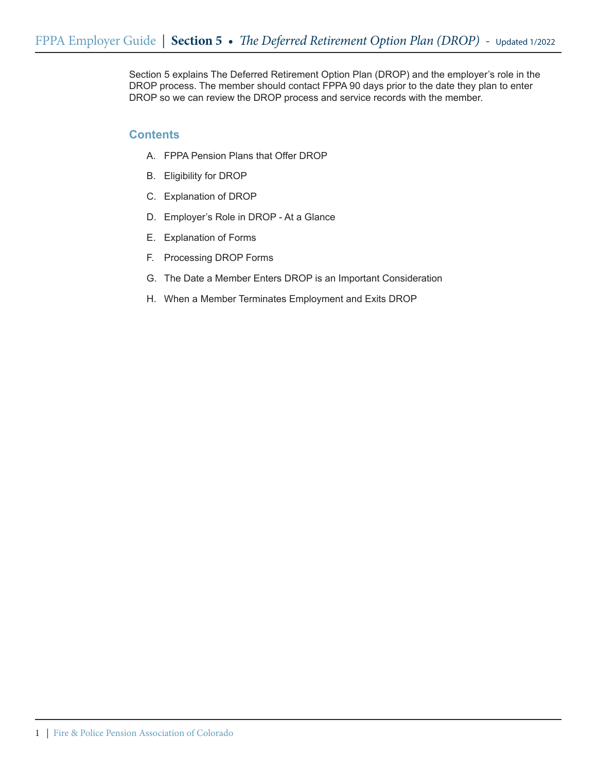# Section 5 • The Deferred Retirement Option Plan (DROP)

Section 5 explains The Deferred Retirement Option Plan (DROP) and the employer's role in the DROP process. The member should contact FPPA 90 days prior to the date they plan to enter DROP so we can review the DROP process and service records with the member.

## Contents

A. FPPA Pension Plans that Offer DROP

B. Eligibility for DROP

C. Explanation of DROP

D. Employer's Role in DROP - At a Glance

E. Explanation of Forms

F. Processing DROP Forms

G. The Date a Member Enters DROP is an Important Consideration

H. When a Member Terminates Employment and Exits DROP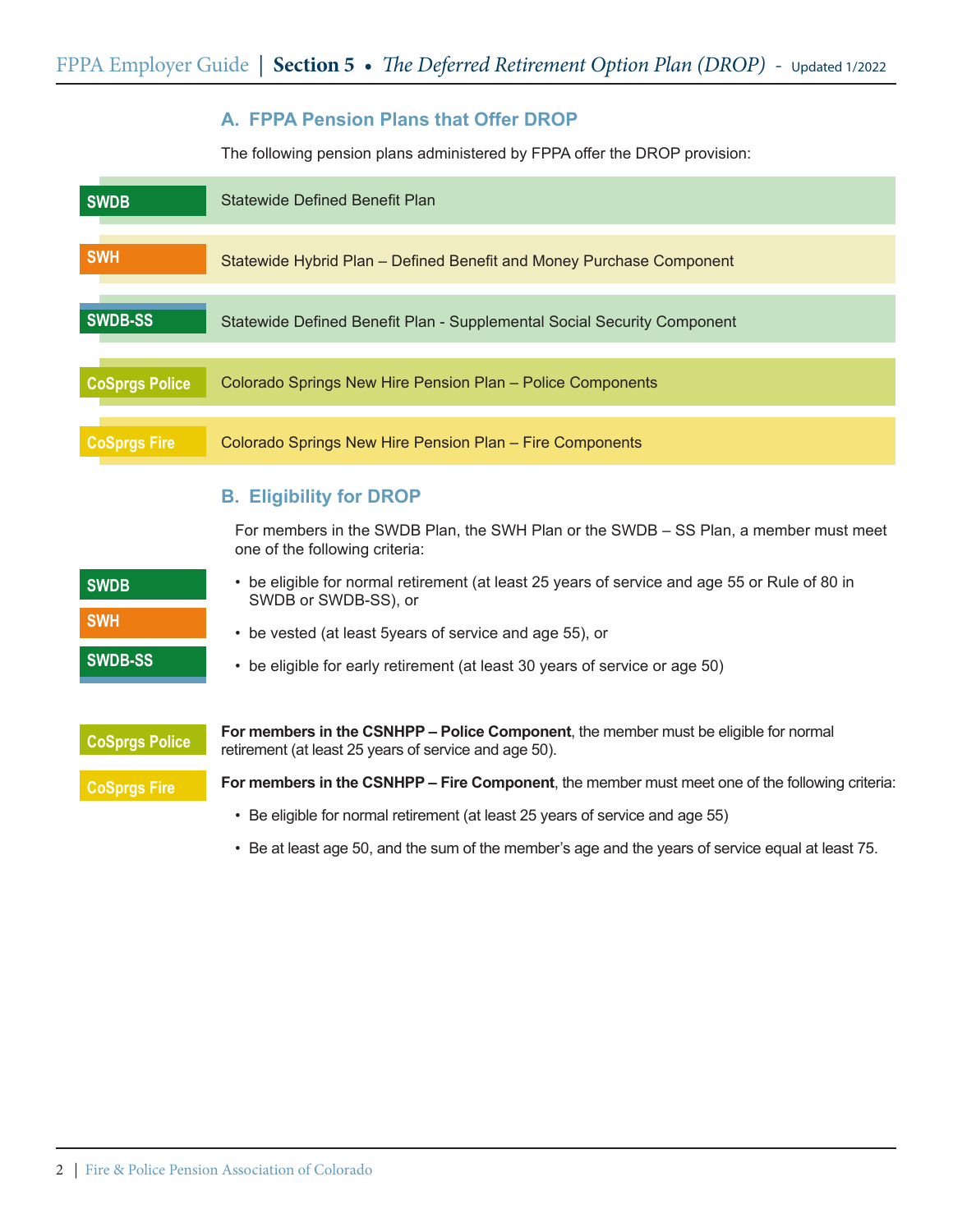## A. FPPA Pension Plans that Offer DROP

The following pension plans administered by FPPA offer the DROP provision:

| Plan | Description |
| --- | --- |
| SWDB | Statewide Defined Benefit Plan |
| SWH | Statewide Hybrid Plan – Defined Benefit and Money Purchase Component |
| SWDB-SS | Statewide Defined Benefit Plan - Supplemental Social Security Component |
| CoSprgs Police | Colorado Springs New Hire Pension Plan – Police Components |
| CoSprgs Fire | Colorado Springs New Hire Pension Plan – Fire Components |

## B. Eligibility for DROP

**SWDB / SWH / SWDB-SS**

For members in the SWDB Plan, the SWH Plan or the SWDB – SS Plan, a member must meet one of the following criteria:

- be eligible for normal retirement (at least 25 years of service and age 55 or Rule of 80 in SWDB or SWDB-SS), or
- be vested (at least 5years of service and age 55), or
- be eligible for early retirement (at least 30 years of service or age 50)

**CoSprgs Police**

**For members in the CSNHPP – Police Component**, the member must be eligible for normal retirement (at least 25 years of service and age 50).

**CoSprgs Fire**

**For members in the CSNHPP – Fire Component**, the member must meet one of the following criteria:

- Be eligible for normal retirement (at least 25 years of service and age 55)
- Be at least age 50, and the sum of the member's age and the years of service equal at least 75.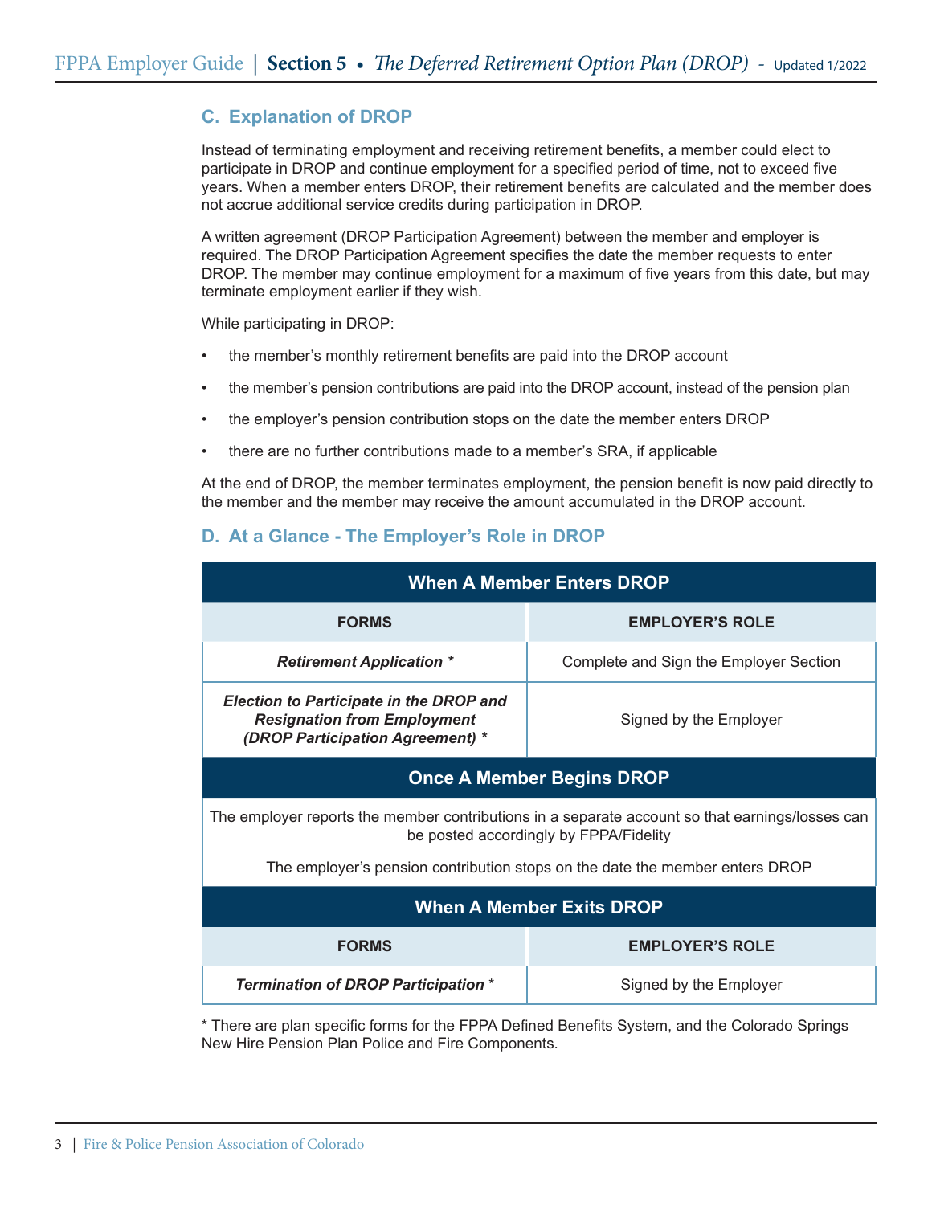## C. Explanation of DROP

Instead of terminating employment and receiving retirement benefits, a member could elect to participate in DROP and continue employment for a specified period of time, not to exceed five years. When a member enters DROP, their retirement benefits are calculated and the member does not accrue additional service credits during participation in DROP.

A written agreement (DROP Participation Agreement) between the member and employer is required. The DROP Participation Agreement specifies the date the member requests to enter DROP. The member may continue employment for a maximum of five years from this date, but may terminate employment earlier if they wish.

While participating in DROP:

- the member's monthly retirement benefits are paid into the DROP account
- the member's pension contributions are paid into the DROP account, instead of the pension plan
- the employer's pension contribution stops on the date the member enters DROP
- there are no further contributions made to a member's SRA, if applicable

At the end of DROP, the member terminates employment, the pension benefit is now paid directly to the member and the member may receive the amount accumulated in the DROP account.

## D. At a Glance - The Employer's Role in DROP

| When A Member Enters DROP | |
|---|---|
| **FORMS** | **EMPLOYER'S ROLE** |
| ***Retirement Application **** | Complete and Sign the Employer Section |
| ***Election to Participate in the DROP and Resignation from Employment (DROP Participation Agreement) **** | Signed by the Employer |
| **Once A Member Begins DROP** | |
| The employer reports the member contributions in a separate account so that earnings/losses can be posted accordingly by FPPA/Fidelity | |
| The employer's pension contribution stops on the date the member enters DROP | |
| **When A Member Exits DROP** | |
| **FORMS** | **EMPLOYER'S ROLE** |
| ***Termination of DROP Participation** ** | Signed by the Employer |

* There are plan specific forms for the FPPA Defined Benefits System, and the Colorado Springs New Hire Pension Plan Police and Fire Components.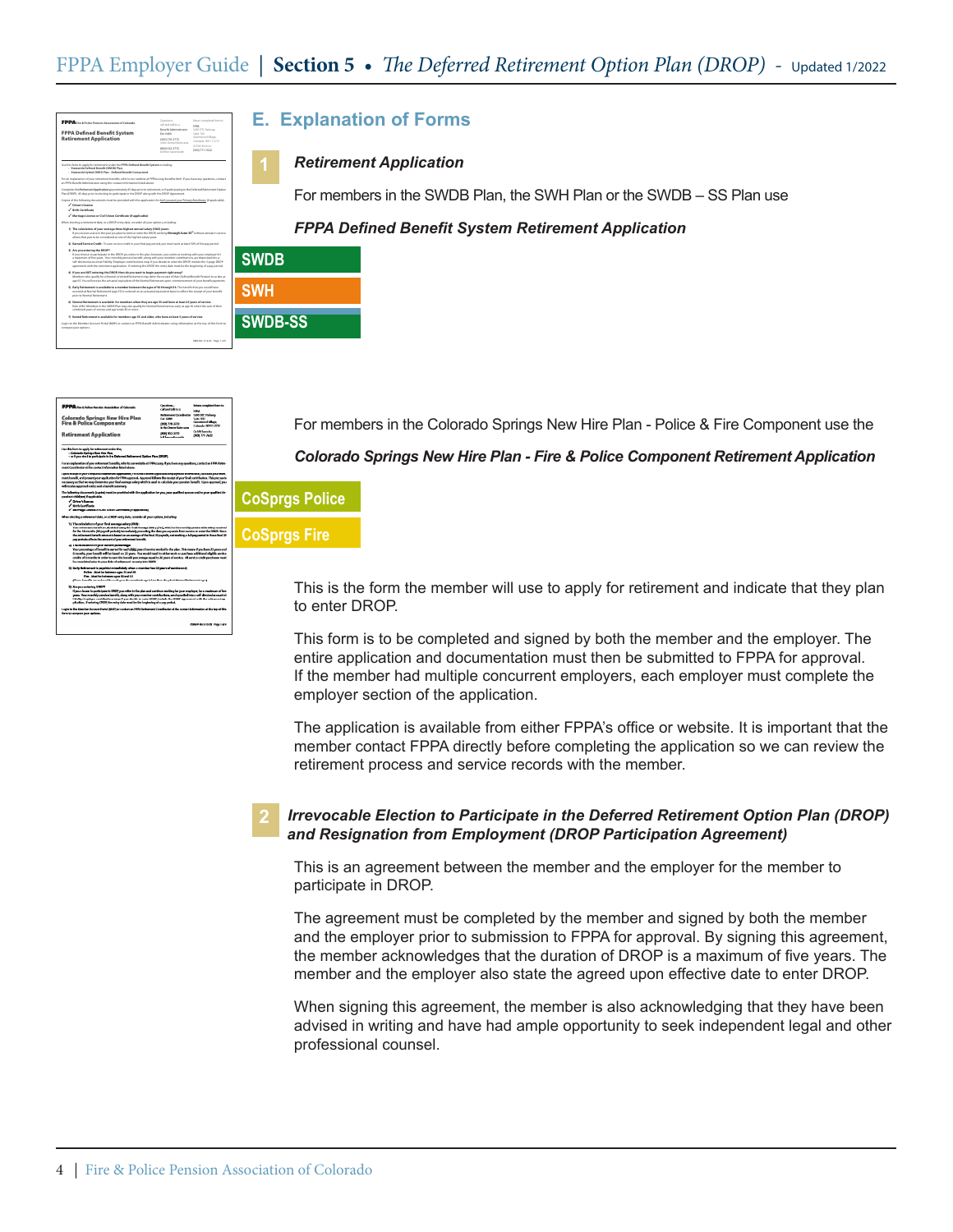## E. Explanation of Forms

### 1 *Retirement Application*

For members in the SWDB Plan, the SWH Plan or the SWDB – SS Plan use

***FPPA Defined Benefit System Retirement Application***

SWDB

SWH

SWDB-SS

For members in the Colorado Springs New Hire Plan - Police & Fire Component use the

***Colorado Springs New Hire Plan - Fire & Police Component Retirement Application***

CoSprgs Police

CoSprgs Fire

This is the form the member will use to apply for retirement and indicate that they plan to enter DROP.

This form is to be completed and signed by both the member and the employer. The entire application and documentation must then be submitted to FPPA for approval. If the member had multiple concurrent employers, each employer must complete the employer section of the application.

The application is available from either FPPA's office or website. It is important that the member contact FPPA directly before completing the application so we can review the retirement process and service records with the member.

### 2 *Irrevocable Election to Participate in the Deferred Retirement Option Plan (DROP) and Resignation from Employment (DROP Participation Agreement)*

This is an agreement between the member and the employer for the member to participate in DROP.

The agreement must be completed by the member and signed by both the member and the employer prior to submission to FPPA for approval. By signing this agreement, the member acknowledges that the duration of DROP is a maximum of five years. The member and the employer also state the agreed upon effective date to enter DROP.

When signing this agreement, the member is also acknowledging that they have been advised in writing and have had ample opportunity to seek independent legal and other professional counsel.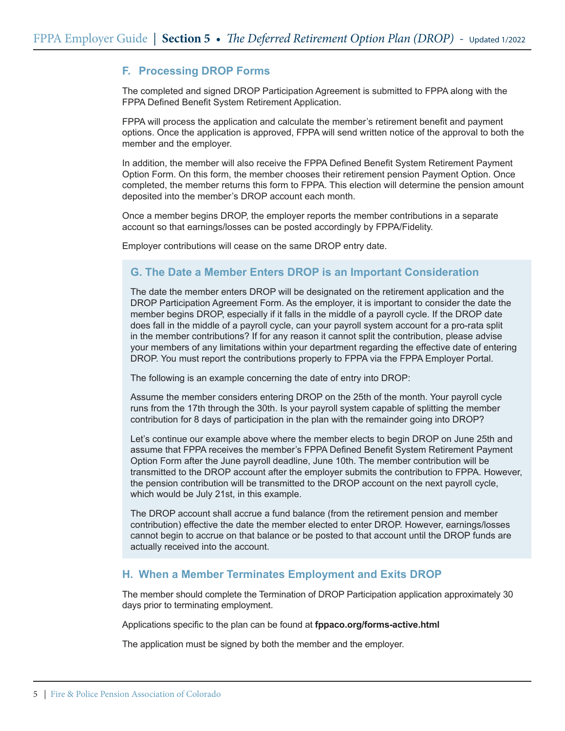## F. Processing DROP Forms

The completed and signed DROP Participation Agreement is submitted to FPPA along with the FPPA Defined Benefit System Retirement Application.

FPPA will process the application and calculate the member's retirement benefit and payment options. Once the application is approved, FPPA will send written notice of the approval to both the member and the employer.

In addition, the member will also receive the FPPA Defined Benefit System Retirement Payment Option Form. On this form, the member chooses their retirement pension Payment Option. Once completed, the member returns this form to FPPA. This election will determine the pension amount deposited into the member's DROP account each month.

Once a member begins DROP, the employer reports the member contributions in a separate account so that earnings/losses can be posted accordingly by FPPA/Fidelity.

Employer contributions will cease on the same DROP entry date.

## G. The Date a Member Enters DROP is an Important Consideration

The date the member enters DROP will be designated on the retirement application and the DROP Participation Agreement Form. As the employer, it is important to consider the date the member begins DROP, especially if it falls in the middle of a payroll cycle. If the DROP date does fall in the middle of a payroll cycle, can your payroll system account for a pro-rata split in the member contributions? If for any reason it cannot split the contribution, please advise your members of any limitations within your department regarding the effective date of entering DROP. You must report the contributions properly to FPPA via the FPPA Employer Portal.

The following is an example concerning the date of entry into DROP:

Assume the member considers entering DROP on the 25th of the month. Your payroll cycle runs from the 17th through the 30th. Is your payroll system capable of splitting the member contribution for 8 days of participation in the plan with the remainder going into DROP?

Let's continue our example above where the member elects to begin DROP on June 25th and assume that FPPA receives the member's FPPA Defined Benefit System Retirement Payment Option Form after the June payroll deadline, June 10th. The member contribution will be transmitted to the DROP account after the employer submits the contribution to FPPA. However, the pension contribution will be transmitted to the DROP account on the next payroll cycle, which would be July 21st, in this example.

The DROP account shall accrue a fund balance (from the retirement pension and member contribution) effective the date the member elected to enter DROP. However, earnings/losses cannot begin to accrue on that balance or be posted to that account until the DROP funds are actually received into the account.

## H. When a Member Terminates Employment and Exits DROP

The member should complete the Termination of DROP Participation application approximately 30 days prior to terminating employment.

Applications specific to the plan can be found at **fppaco.org/forms-active.html**

The application must be signed by both the member and the employer.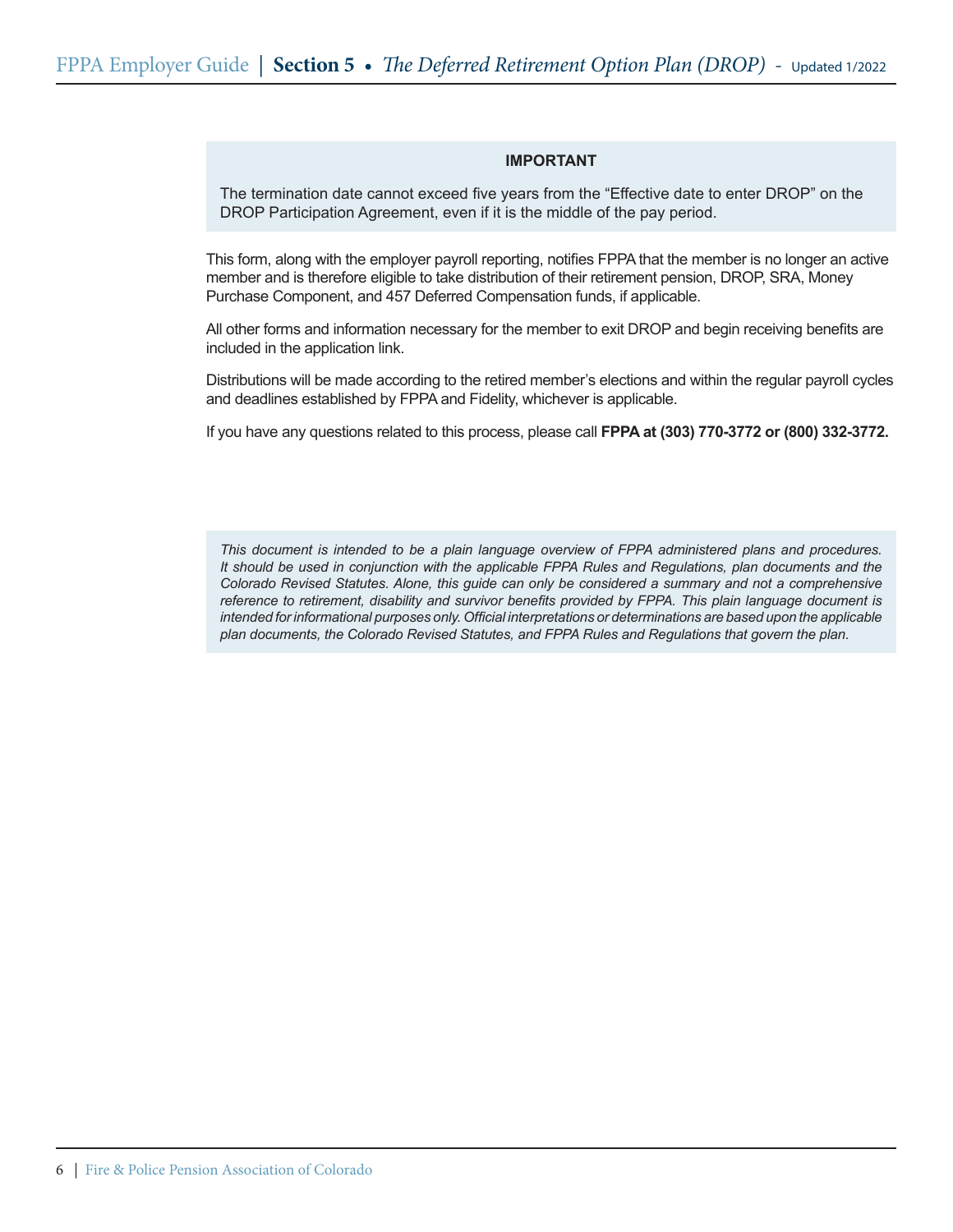**IMPORTANT**

The termination date cannot exceed five years from the "Effective date to enter DROP" on the DROP Participation Agreement, even if it is the middle of the pay period.

This form, along with the employer payroll reporting, notifies FPPA that the member is no longer an active member and is therefore eligible to take distribution of their retirement pension, DROP, SRA, Money Purchase Component, and 457 Deferred Compensation funds, if applicable.

All other forms and information necessary for the member to exit DROP and begin receiving benefits are included in the application link.

Distributions will be made according to the retired member's elections and within the regular payroll cycles and deadlines established by FPPA and Fidelity, whichever is applicable.

If you have any questions related to this process, please call **FPPA at (303) 770-3772 or (800) 332-3772.**

*This document is intended to be a plain language overview of FPPA administered plans and procedures. It should be used in conjunction with the applicable FPPA Rules and Regulations, plan documents and the Colorado Revised Statutes. Alone, this guide can only be considered a summary and not a comprehensive reference to retirement, disability and survivor benefits provided by FPPA. This plain language document is intended for informational purposes only. Official interpretations or determinations are based upon the applicable plan documents, the Colorado Revised Statutes, and FPPA Rules and Regulations that govern the plan.*